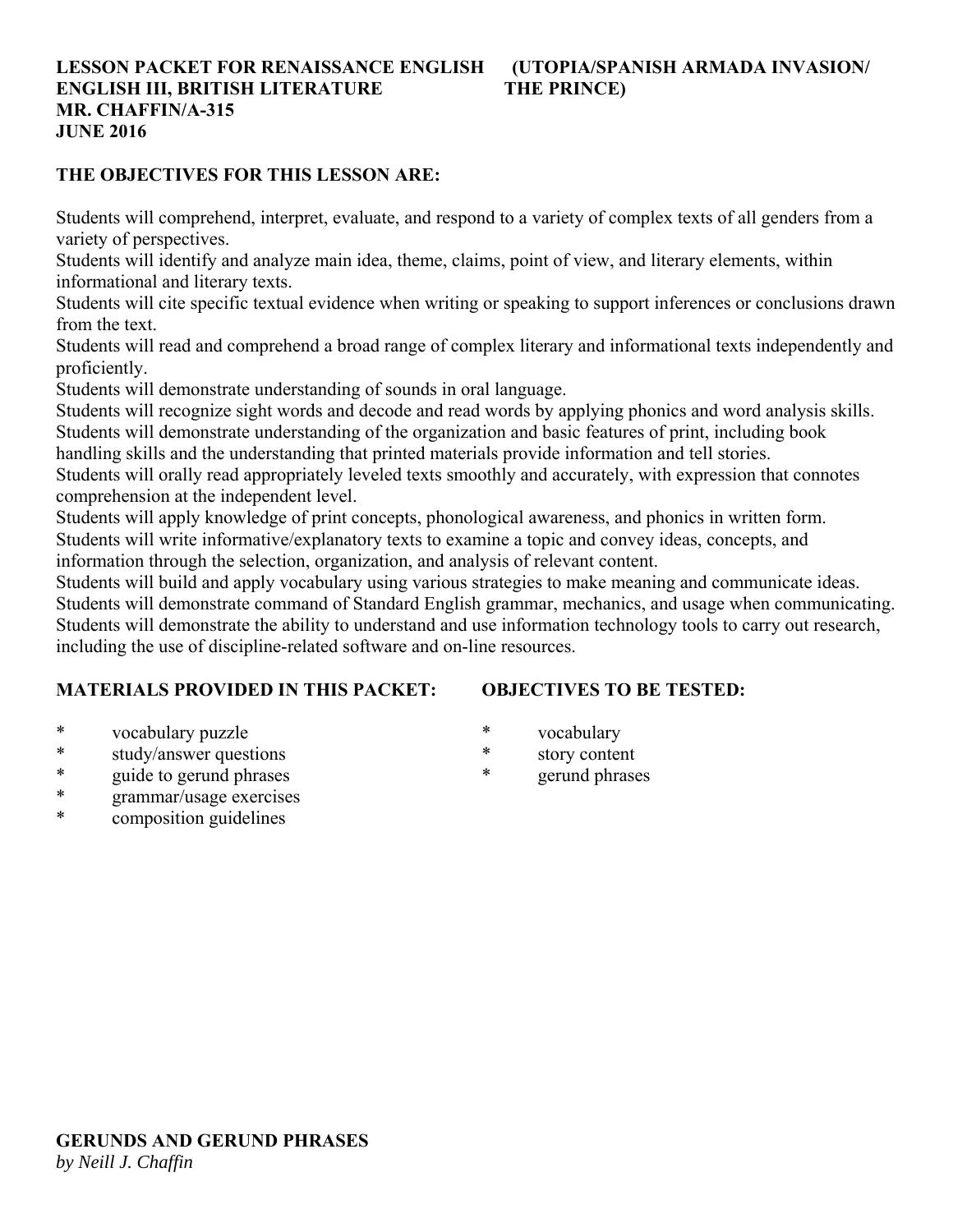**LESSON PACKET FOR RENAISSANCE ENGLISH (UTOPIA/SPANISH ARMADA INVASION/THE PRINCE)**
**ENGLISH III, BRITISH LITERATURE**
**MR. CHAFFIN/A-315**
**JUNE 2016**

**THE OBJECTIVES FOR THIS LESSON ARE:**

Students will comprehend, interpret, evaluate, and respond to a variety of complex texts of all genders from a variety of perspectives.
Students will identify and analyze main idea, theme, claims, point of view, and literary elements, within informational and literary texts.
Students will cite specific textual evidence when writing or speaking to support inferences or conclusions drawn from the text.
Students will read and comprehend a broad range of complex literary and informational texts independently and proficiently.
Students will demonstrate understanding of sounds in oral language.
Students will recognize sight words and decode and read words by applying phonics and word analysis skills.
Students will demonstrate understanding of the organization and basic features of print, including book handling skills and the understanding that printed materials provide information and tell stories.
Students will orally read appropriately leveled texts smoothly and accurately, with expression that connotes comprehension at the independent level.
Students will apply knowledge of print concepts, phonological awareness, and phonics in written form.
Students will write informative/explanatory texts to examine a topic and convey ideas, concepts, and information through the selection, organization, and analysis of relevant content.
Students will build and apply vocabulary using various strategies to make meaning and communicate ideas.
Students will demonstrate command of Standard English grammar, mechanics, and usage when communicating.
Students will demonstrate the ability to understand and use information technology tools to carry out research, including the use of discipline-related software and on-line resources.

**MATERIALS PROVIDED IN THIS PACKET:**

- vocabulary puzzle
- study/answer questions
- guide to gerund phrases
- grammar/usage exercises
- composition guidelines

**OBJECTIVES TO BE TESTED:**

- vocabulary
- story content
- gerund phrases

**GERUNDS AND GERUND PHRASES**
*by Neill J. Chaffin*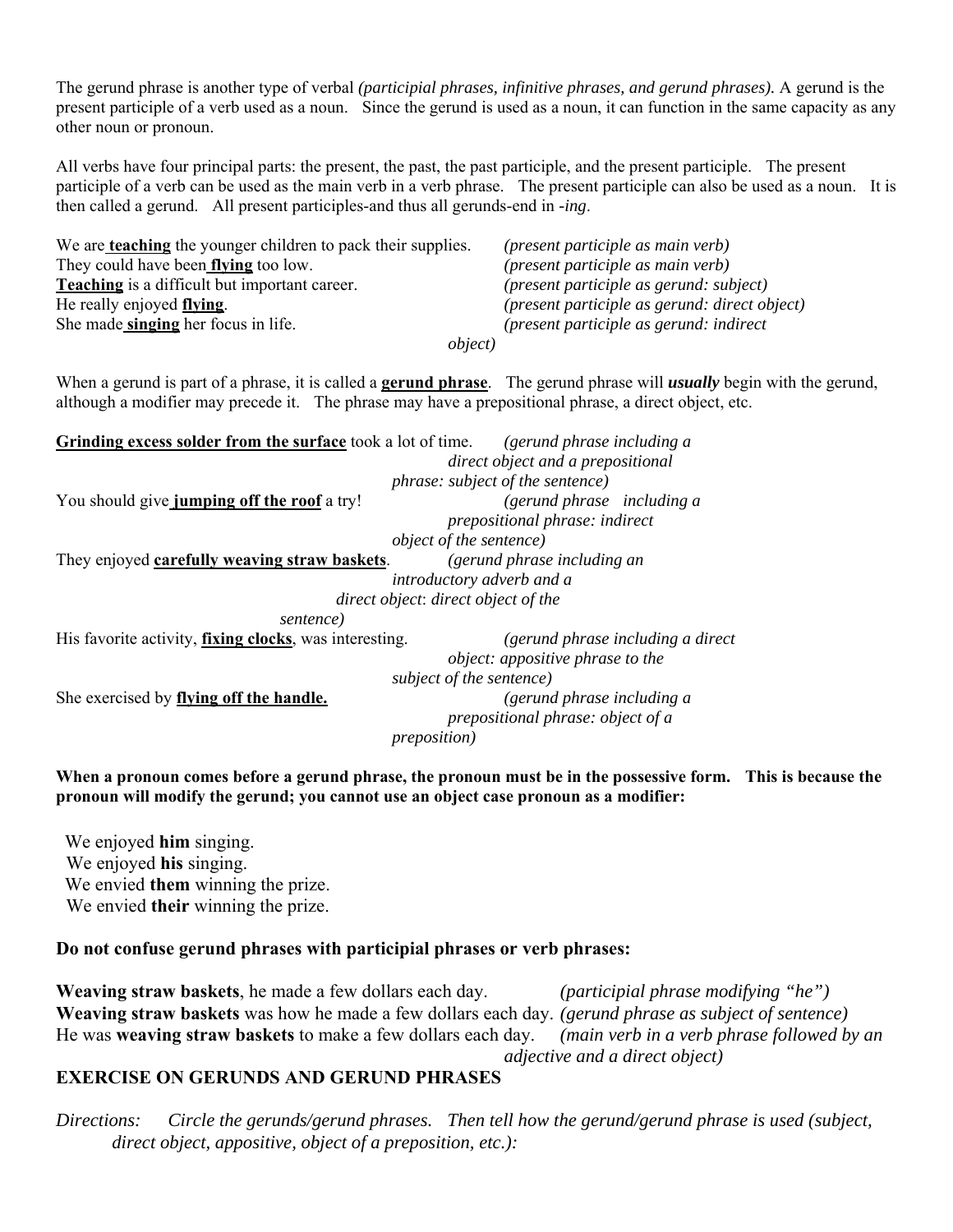The gerund phrase is another type of verbal *(participial phrases, infinitive phrases, and gerund phrases).* A gerund is the present participle of a verb used as a noun. Since the gerund is used as a noun, it can function in the same capacity as any other noun or pronoun.

All verbs have four principal parts: the present, the past, the past participle, and the present participle. The present participle of a verb can be used as the main verb in a verb phrase. The present participle can also be used as a noun. It is then called a gerund. All present participles-and thus all gerunds-end in *-ing*.

We are **teaching** the younger children to pack their supplies. *(present participle as main verb)*
They could have been **flying** too low. *(present participle as main verb)*
**Teaching** is a difficult but important career. *(present participle as gerund: subject)*
He really enjoyed **flying**. *(present participle as gerund: direct object)*
She made **singing** her focus in life. *(present participle as gerund: indirect object)*

When a gerund is part of a phrase, it is called a **gerund phrase**. The gerund phrase will ***usually*** begin with the gerund, although a modifier may precede it. The phrase may have a prepositional phrase, a direct object, etc.

**Grinding excess solder from the surface** took a lot of time. *(gerund phrase including a direct object and a prepositional phrase: subject of the sentence)*
You should give **jumping off the roof** a try! *(gerund phrase including a prepositional phrase: indirect object of the sentence)*
They enjoyed **carefully weaving straw baskets**. *(gerund phrase including an introductory adverb and a direct object: direct object of the sentence)*
His favorite activity, **fixing clocks**, was interesting. *(gerund phrase including a direct object: appositive phrase to the subject of the sentence)*
She exercised by **flying off the handle.** *(gerund phrase including a prepositional phrase: object of a preposition)*

**When a pronoun comes before a gerund phrase, the pronoun must be in the possessive form. This is because the pronoun will modify the gerund; you cannot use an object case pronoun as a modifier:**

We enjoyed **him** singing.
We enjoyed **his** singing.
We envied **them** winning the prize.
We envied **their** winning the prize.

**Do not confuse gerund phrases with participial phrases or verb phrases:**

**Weaving straw baskets**, he made a few dollars each day. *(participial phrase modifying "he")*
**Weaving straw baskets** was how he made a few dollars each day. *(gerund phrase as subject of sentence)*
He was **weaving straw baskets** to make a few dollars each day. *(main verb in a verb phrase followed by an adjective and a direct object)*

## EXERCISE ON GERUNDS AND GERUND PHRASES

*Directions: Circle the gerunds/gerund phrases. Then tell how the gerund/gerund phrase is used (subject, direct object, appositive, object of a preposition, etc.):*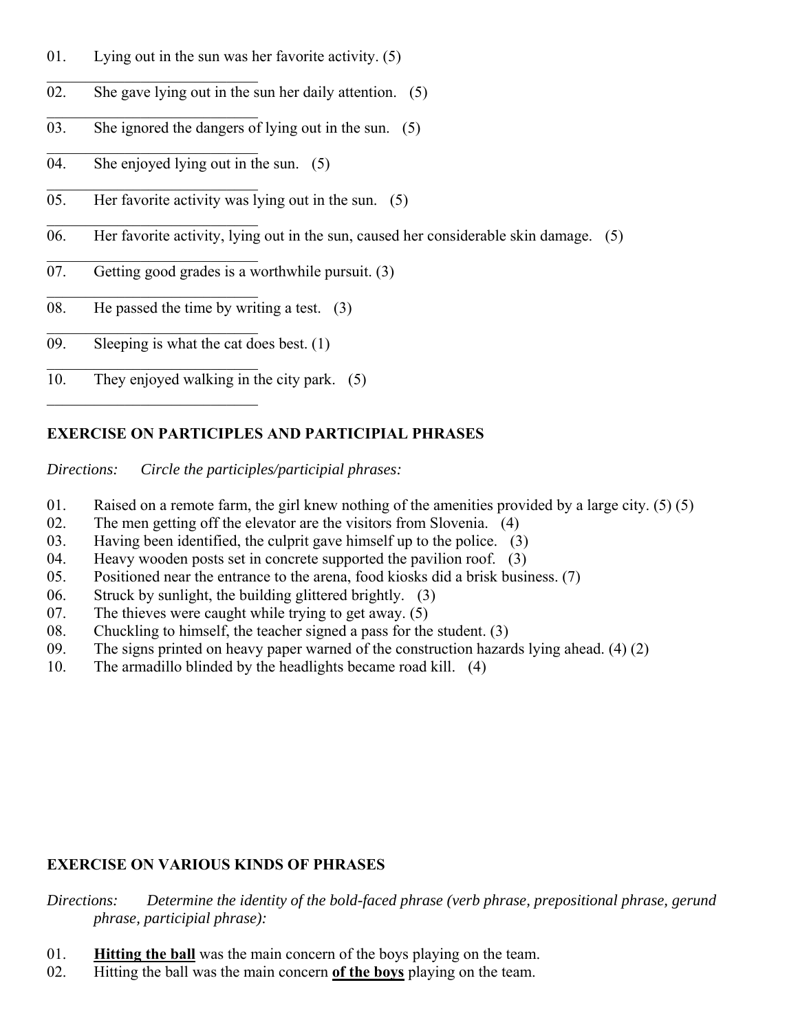01. Lying out in the sun was her favorite activity. (5)

\_\_\_\_\_\_\_\_\_\_\_\_\_\_\_\_\_\_\_\_\_\_\_\_\_\_\_\_

02. She gave lying out in the sun her daily attention. (5)

\_\_\_\_\_\_\_\_\_\_\_\_\_\_\_\_\_\_\_\_\_\_\_\_\_\_\_\_

03. She ignored the dangers of lying out in the sun. (5)

\_\_\_\_\_\_\_\_\_\_\_\_\_\_\_\_\_\_\_\_\_\_\_\_\_\_\_\_

04. She enjoyed lying out in the sun. (5)

\_\_\_\_\_\_\_\_\_\_\_\_\_\_\_\_\_\_\_\_\_\_\_\_\_\_\_\_

05. Her favorite activity was lying out in the sun. (5)

\_\_\_\_\_\_\_\_\_\_\_\_\_\_\_\_\_\_\_\_\_\_\_\_\_\_\_\_

06. Her favorite activity, lying out in the sun, caused her considerable skin damage. (5)

\_\_\_\_\_\_\_\_\_\_\_\_\_\_\_\_\_\_\_\_\_\_\_\_\_\_\_\_

07. Getting good grades is a worthwhile pursuit. (3)

\_\_\_\_\_\_\_\_\_\_\_\_\_\_\_\_\_\_\_\_\_\_\_\_\_\_\_\_

08. He passed the time by writing a test. (3)

\_\_\_\_\_\_\_\_\_\_\_\_\_\_\_\_\_\_\_\_\_\_\_\_\_\_\_\_

09. Sleeping is what the cat does best. (1)

\_\_\_\_\_\_\_\_\_\_\_\_\_\_\_\_\_\_\_\_\_\_\_\_\_\_\_\_

10. They enjoyed walking in the city park. (5)

\_\_\_\_\_\_\_\_\_\_\_\_\_\_\_\_\_\_\_\_\_\_\_\_\_\_\_\_

**EXERCISE ON PARTICIPLES AND PARTICIPIAL PHRASES**

*Directions: Circle the participles/participial phrases:*

01. Raised on a remote farm, the girl knew nothing of the amenities provided by a large city. (5) (5)
02. The men getting off the elevator are the visitors from Slovenia. (4)
03. Having been identified, the culprit gave himself up to the police. (3)
04. Heavy wooden posts set in concrete supported the pavilion roof. (3)
05. Positioned near the entrance to the arena, food kiosks did a brisk business. (7)
06. Struck by sunlight, the building glittered brightly. (3)
07. The thieves were caught while trying to get away. (5)
08. Chuckling to himself, the teacher signed a pass for the student. (3)
09. The signs printed on heavy paper warned of the construction hazards lying ahead. (4) (2)
10. The armadillo blinded by the headlights became road kill. (4)

**EXERCISE ON VARIOUS KINDS OF PHRASES**

*Directions: Determine the identity of the bold-faced phrase (verb phrase, prepositional phrase, gerund phrase, participial phrase):*

01. **Hitting the ball** was the main concern of the boys playing on the team.
02. Hitting the ball was the main concern **of the boys** playing on the team.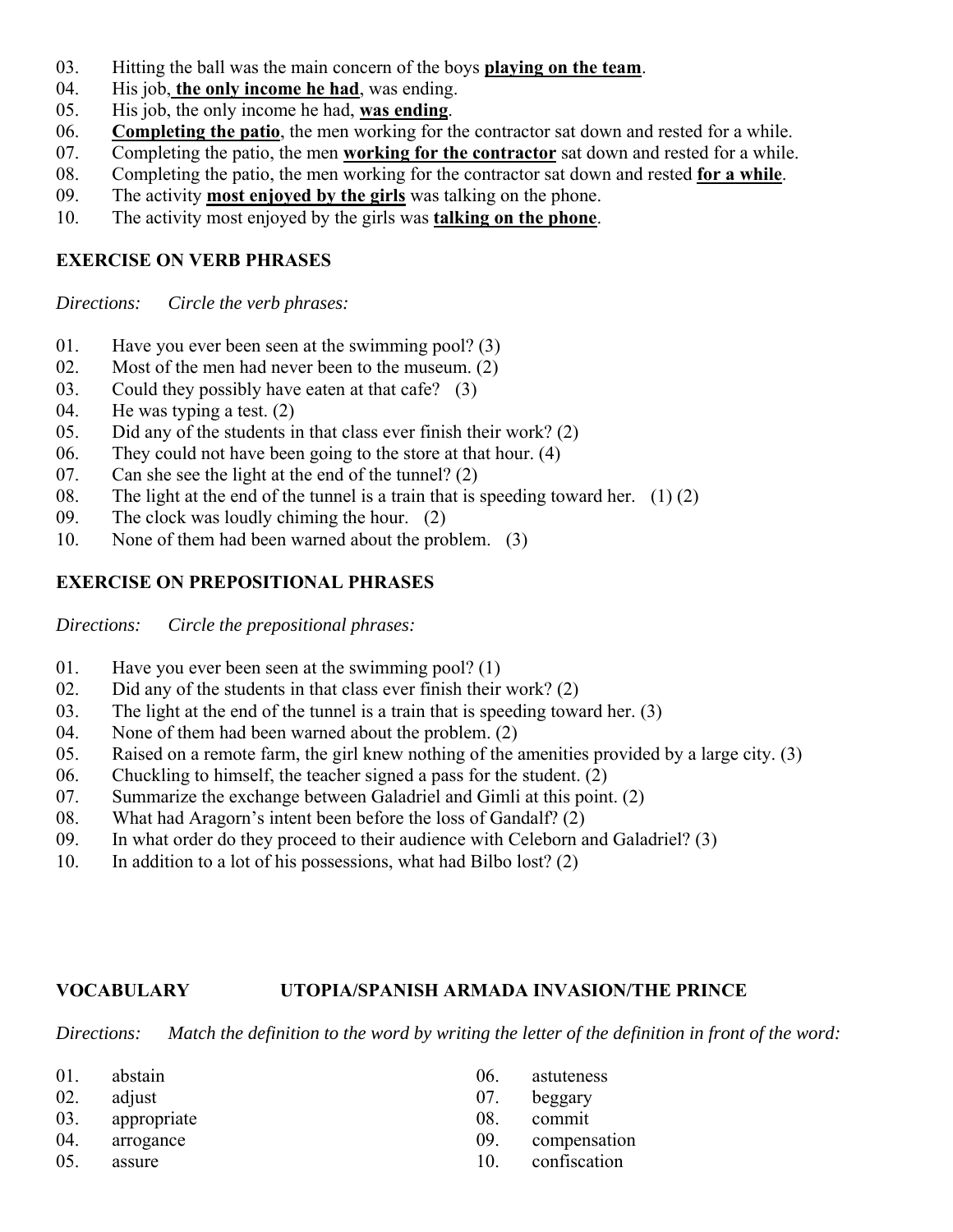03. Hitting the ball was the main concern of the boys **playing on the team**.
04. His job, **the only income he had**, was ending.
05. His job, the only income he had, **was ending**.
06. **Completing the patio**, the men working for the contractor sat down and rested for a while.
07. Completing the patio, the men **working for the contractor** sat down and rested for a while.
08. Completing the patio, the men working for the contractor sat down and rested **for a while**.
09. The activity **most enjoyed by the girls** was talking on the phone.
10. The activity most enjoyed by the girls was **talking on the phone**.

**EXERCISE ON VERB PHRASES**

*Directions: Circle the verb phrases:*

01. Have you ever been seen at the swimming pool? (3)
02. Most of the men had never been to the museum. (2)
03. Could they possibly have eaten at that cafe? (3)
04. He was typing a test. (2)
05. Did any of the students in that class ever finish their work? (2)
06. They could not have been going to the store at that hour. (4)
07. Can she see the light at the end of the tunnel? (2)
08. The light at the end of the tunnel is a train that is speeding toward her. (1) (2)
09. The clock was loudly chiming the hour. (2)
10. None of them had been warned about the problem. (3)

**EXERCISE ON PREPOSITIONAL PHRASES**

*Directions: Circle the prepositional phrases:*

01. Have you ever been seen at the swimming pool? (1)
02. Did any of the students in that class ever finish their work? (2)
03. The light at the end of the tunnel is a train that is speeding toward her. (3)
04. None of them had been warned about the problem. (2)
05. Raised on a remote farm, the girl knew nothing of the amenities provided by a large city. (3)
06. Chuckling to himself, the teacher signed a pass for the student. (2)
07. Summarize the exchange between Galadriel and Gimli at this point. (2)
08. What had Aragorn's intent been before the loss of Gandalf? (2)
09. In what order do they proceed to their audience with Celeborn and Galadriel? (3)
10. In addition to a lot of his possessions, what had Bilbo lost? (2)

**VOCABULARY UTOPIA/SPANISH ARMADA INVASION/THE PRINCE**

*Directions: Match the definition to the word by writing the letter of the definition in front of the word:*

01. abstain
02. adjust
03. appropriate
04. arrogance
05. assure
06. astuteness
07. beggary
08. commit
09. compensation
10. confiscation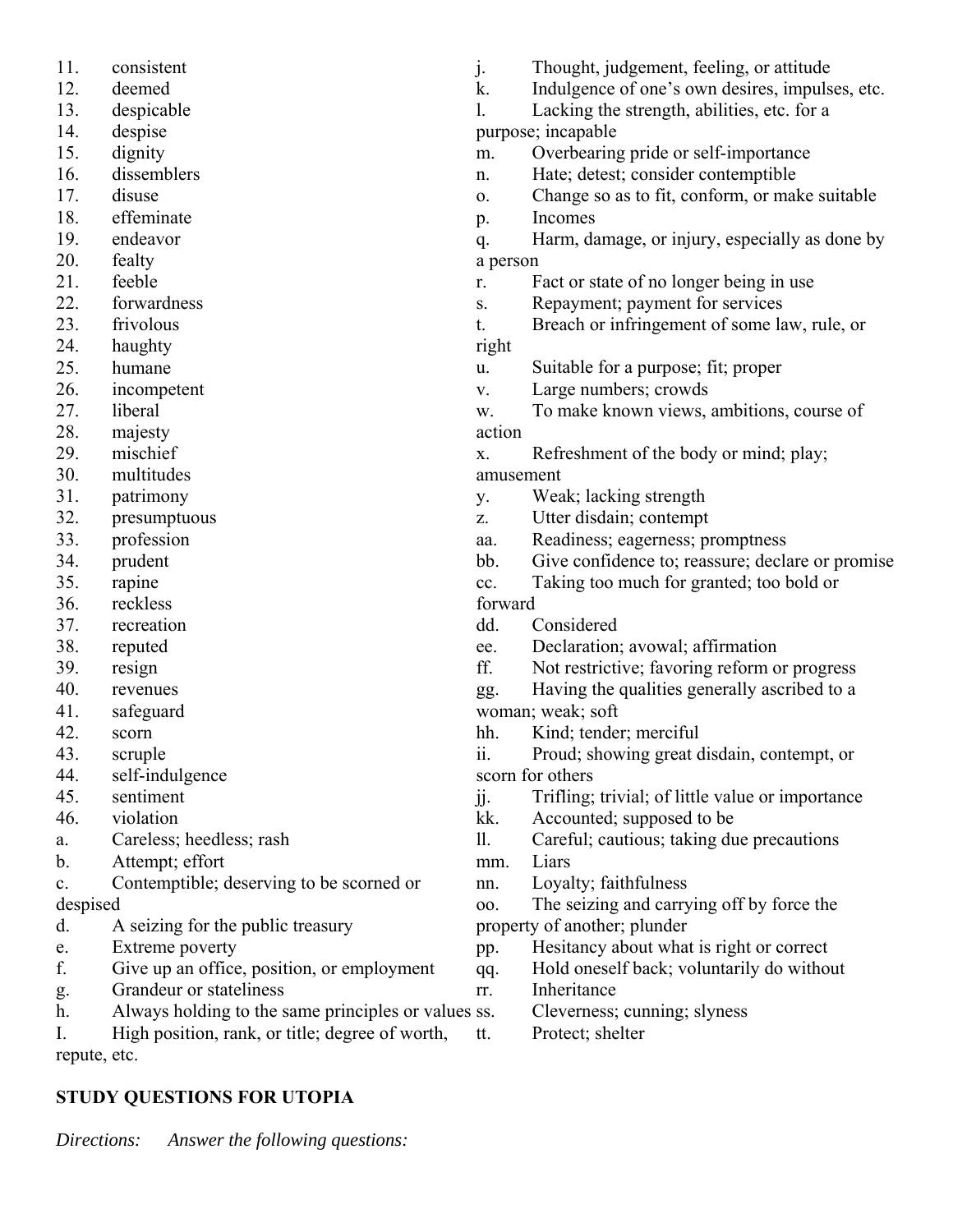11. consistent
12. deemed
13. despicable
14. despise
15. dignity
16. dissemblers
17. disuse
18. effeminate
19. endeavor
20. fealty
21. feeble
22. forwardness
23. frivolous
24. haughty
25. humane
26. incompetent
27. liberal
28. majesty
29. mischief
30. multitudes
31. patrimony
32. presumptuous
33. profession
34. prudent
35. rapine
36. reckless
37. recreation
38. reputed
39. resign
40. revenues
41. safeguard
42. scorn
43. scruple
44. self-indulgence
45. sentiment
46. violation

a. Careless; heedless; rash
b. Attempt; effort
c. Contemptible; deserving to be scorned or despised
d. A seizing for the public treasury
e. Extreme poverty
f. Give up an office, position, or employment
g. Grandeur or stateliness
h. Always holding to the same principles or values
I. High position, rank, or title; degree of worth, repute, etc.
j. Thought, judgement, feeling, or attitude
k. Indulgence of one's own desires, impulses, etc.
l. Lacking the strength, abilities, etc. for a purpose; incapable
m. Overbearing pride or self-importance
n. Hate; detest; consider contemptible
o. Change so as to fit, conform, or make suitable
p. Incomes
q. Harm, damage, or injury, especially as done by a person
r. Fact or state of no longer being in use
s. Repayment; payment for services
t. Breach or infringement of some law, rule, or right
u. Suitable for a purpose; fit; proper
v. Large numbers; crowds
w. To make known views, ambitions, course of action
x. Refreshment of the body or mind; play; amusement
y. Weak; lacking strength
z. Utter disdain; contempt
aa. Readiness; eagerness; promptness
bb. Give confidence to; reassure; declare or promise
cc. Taking too much for granted; too bold or forward
dd. Considered
ee. Declaration; avowal; affirmation
ff. Not restrictive; favoring reform or progress
gg. Having the qualities generally ascribed to a woman; weak; soft
hh. Kind; tender; merciful
ii. Proud; showing great disdain, contempt, or scorn for others
jj. Trifling; trivial; of little value or importance
kk. Accounted; supposed to be
ll. Careful; cautious; taking due precautions
mm. Liars
nn. Loyalty; faithfulness
oo. The seizing and carrying off by force the property of another; plunder
pp. Hesitancy about what is right or correct
qq. Hold oneself back; voluntarily do without
rr. Inheritance
ss. Cleverness; cunning; slyness
tt. Protect; shelter

**STUDY QUESTIONS FOR UTOPIA**

*Directions: Answer the following questions:*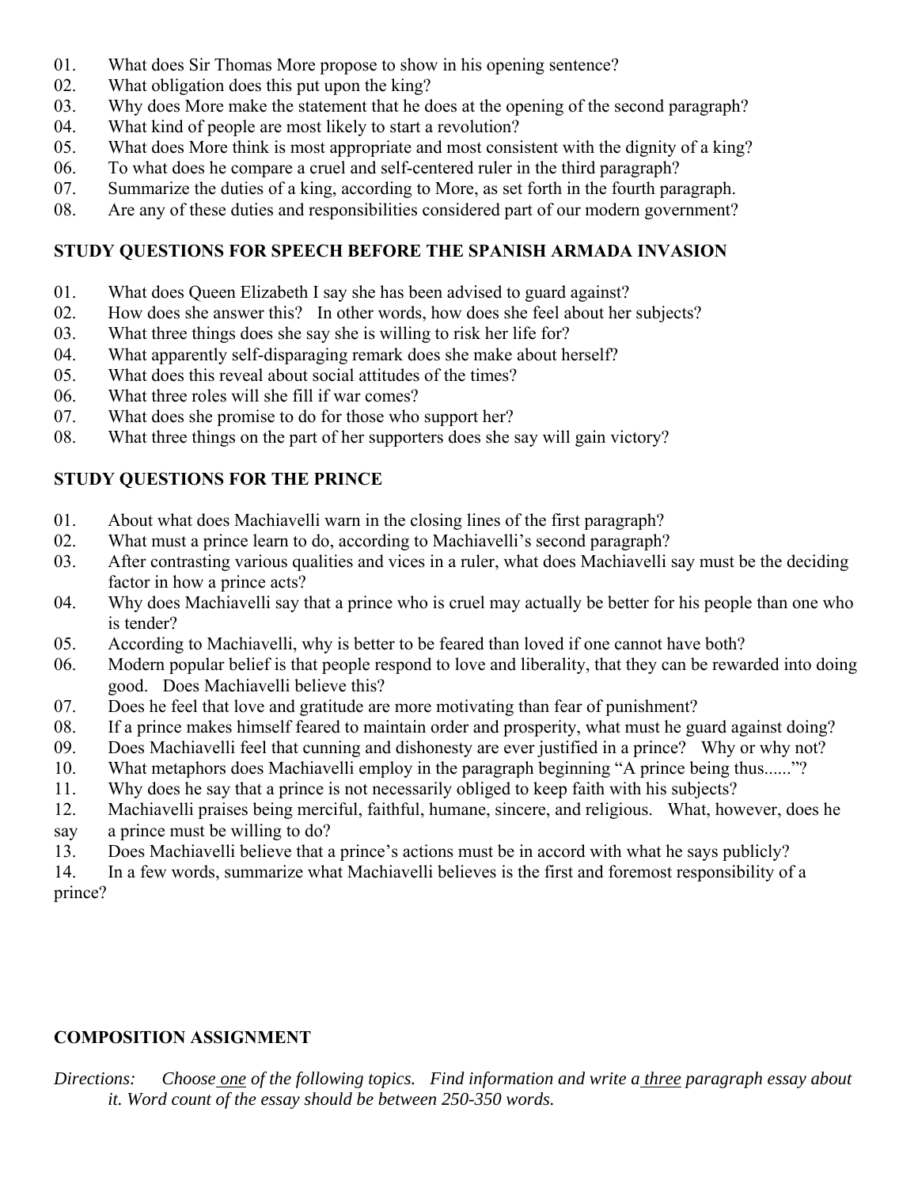01. What does Sir Thomas More propose to show in his opening sentence?
02. What obligation does this put upon the king?
03. Why does More make the statement that he does at the opening of the second paragraph?
04. What kind of people are most likely to start a revolution?
05. What does More think is most appropriate and most consistent with the dignity of a king?
06. To what does he compare a cruel and self-centered ruler in the third paragraph?
07. Summarize the duties of a king, according to More, as set forth in the fourth paragraph.
08. Are any of these duties and responsibilities considered part of our modern government?

**STUDY QUESTIONS FOR SPEECH BEFORE THE SPANISH ARMADA INVASION**

01. What does Queen Elizabeth I say she has been advised to guard against?
02. How does she answer this? In other words, how does she feel about her subjects?
03. What three things does she say she is willing to risk her life for?
04. What apparently self-disparaging remark does she make about herself?
05. What does this reveal about social attitudes of the times?
06. What three roles will she fill if war comes?
07. What does she promise to do for those who support her?
08. What three things on the part of her supporters does she say will gain victory?

**STUDY QUESTIONS FOR THE PRINCE**

01. About what does Machiavelli warn in the closing lines of the first paragraph?
02. What must a prince learn to do, according to Machiavelli's second paragraph?
03. After contrasting various qualities and vices in a ruler, what does Machiavelli say must be the deciding factor in how a prince acts?
04. Why does Machiavelli say that a prince who is cruel may actually be better for his people than one who is tender?
05. According to Machiavelli, why is better to be feared than loved if one cannot have both?
06. Modern popular belief is that people respond to love and liberality, that they can be rewarded into doing good. Does Machiavelli believe this?
07. Does he feel that love and gratitude are more motivating than fear of punishment?
08. If a prince makes himself feared to maintain order and prosperity, what must he guard against doing?
09. Does Machiavelli feel that cunning and dishonesty are ever justified in a prince? Why or why not?
10. What metaphors does Machiavelli employ in the paragraph beginning "A prince being thus......"?
11. Why does he say that a prince is not necessarily obliged to keep faith with his subjects?
12. Machiavelli praises being merciful, faithful, humane, sincere, and religious. What, however, does he say a prince must be willing to do?
13. Does Machiavelli believe that a prince's actions must be in accord with what he says publicly?
14. In a few words, summarize what Machiavelli believes is the first and foremost responsibility of a prince?

**COMPOSITION ASSIGNMENT**

*Directions: Choose one of the following topics. Find information and write a three paragraph essay about it. Word count of the essay should be between 250-350 words.*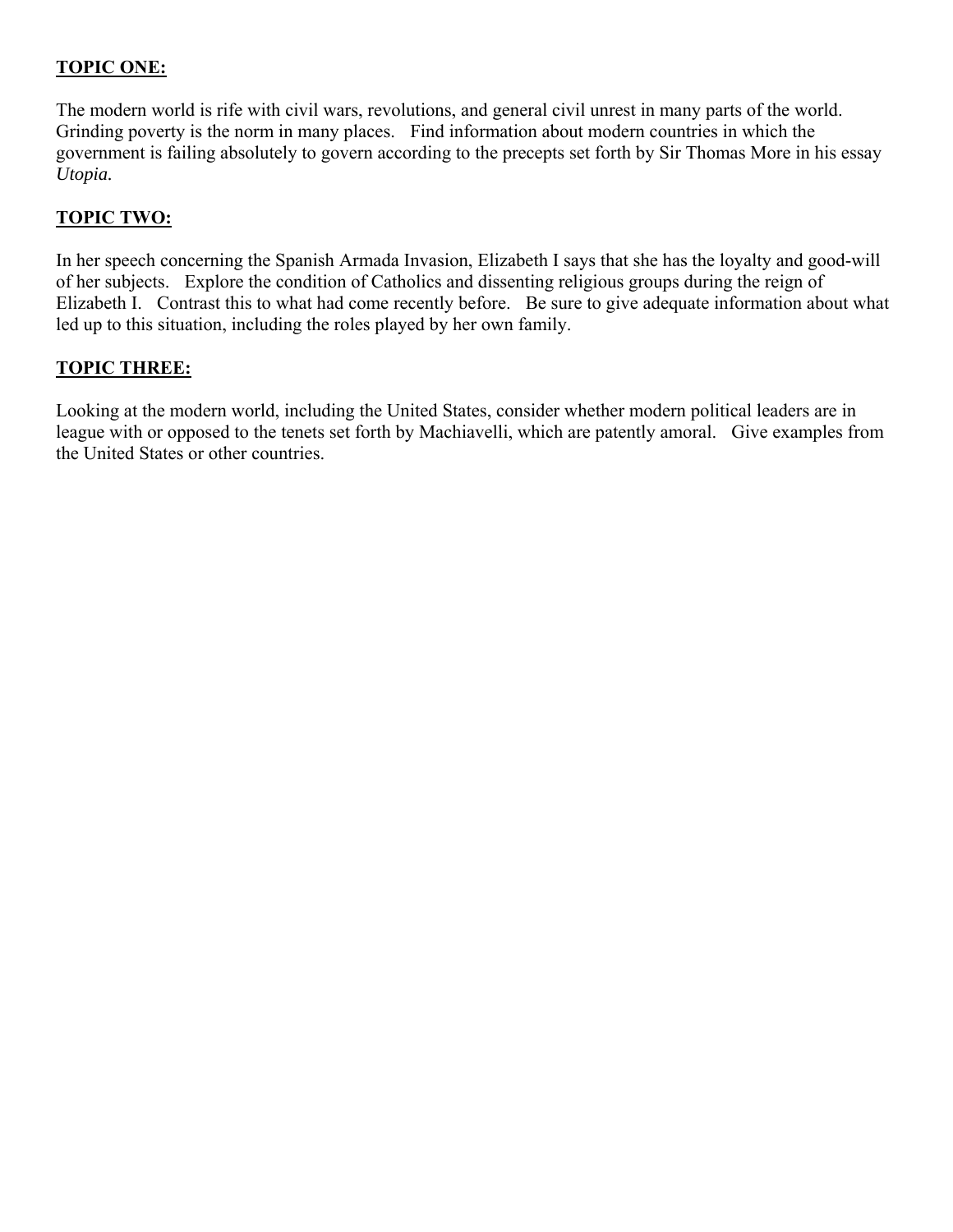**TOPIC ONE:**

The modern world is rife with civil wars, revolutions, and general civil unrest in many parts of the world. Grinding poverty is the norm in many places. Find information about modern countries in which the government is failing absolutely to govern according to the precepts set forth by Sir Thomas More in his essay *Utopia.*

**TOPIC TWO:**

In her speech concerning the Spanish Armada Invasion, Elizabeth I says that she has the loyalty and good-will of her subjects. Explore the condition of Catholics and dissenting religious groups during the reign of Elizabeth I. Contrast this to what had come recently before. Be sure to give adequate information about what led up to this situation, including the roles played by her own family.

**TOPIC THREE:**

Looking at the modern world, including the United States, consider whether modern political leaders are in league with or opposed to the tenets set forth by Machiavelli, which are patently amoral. Give examples from the United States or other countries.